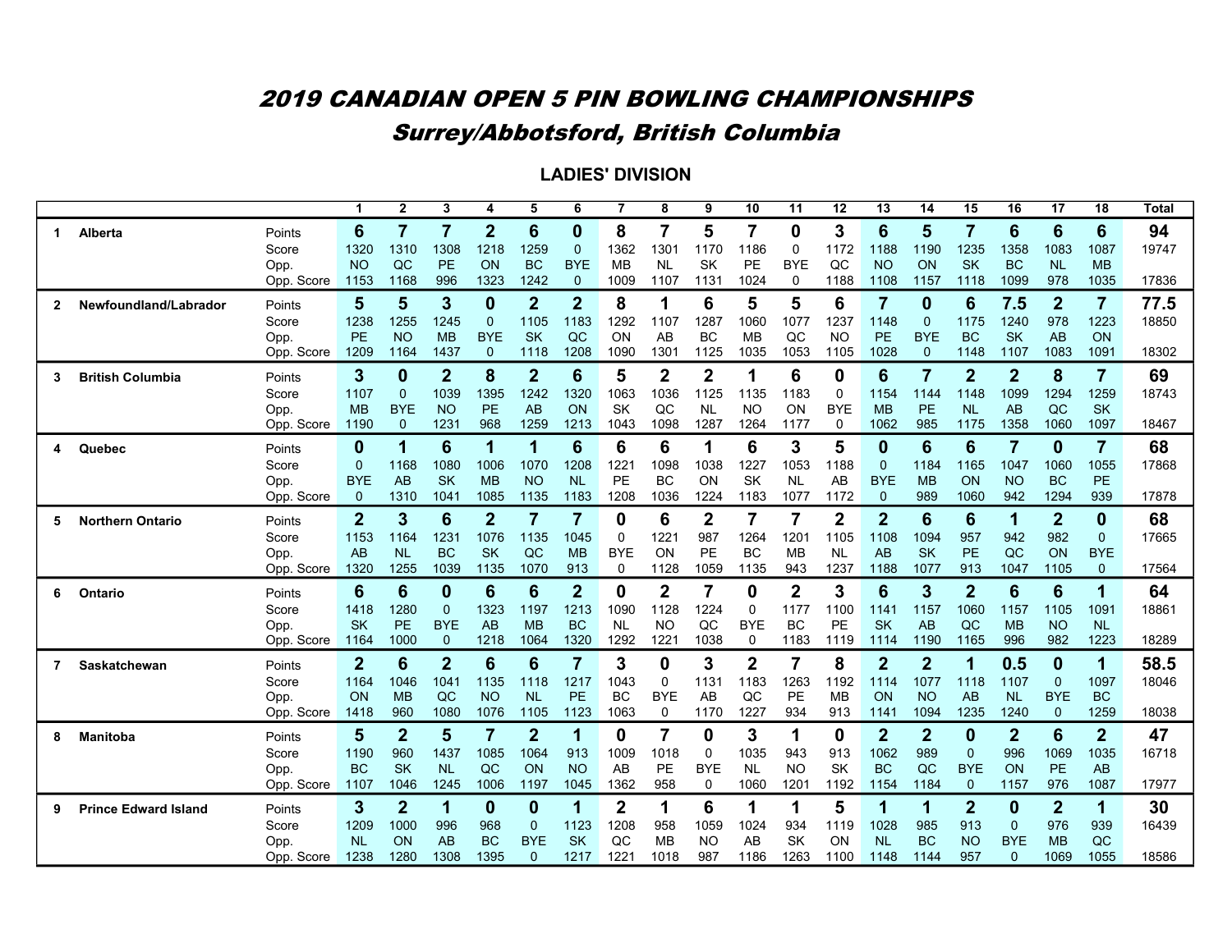# *2019 CANADIAN OPEN 5 PIN BOWLING CHAMPIONSHIPS*

## *Surrey/Abbotsford, British Columbia*

### LADIES' DIVISION

| | | | 1 | 2 | 3 | 4 | 5 | 6 | 7 | 8 | 9 | 10 | 11 | 12 | 13 | 14 | 15 | 16 | 17 | 18 | Total |
|---|---|---|---|---|---|---|---|---|---|---|---|---|---|---|---|---|---|---|---|---|---|
| 1 | Alberta | Points | **6** | **7** | **7** | **2** | **6** | **0** | **8** | **7** | **5** | **7** | **0** | **3** | **6** | **5** | **7** | **6** | **6** | **6** | **94** |
| | | Score | 1320 | 1310 | 1308 | 1218 | 1259 | 0 | 1362 | 1301 | 1170 | 1186 | 0 | 1172 | 1188 | 1190 | 1235 | 1358 | 1083 | 1087 | 19747 |
| | | Opp. | NO | QC | PE | ON | BC | BYE | MB | NL | SK | PE | BYE | QC | NO | ON | SK | BC | NL | MB | |
| | | Opp. Score | 1153 | 1168 | 996 | 1323 | 1242 | 0 | 1009 | 1107 | 1131 | 1024 | 0 | 1188 | 1108 | 1157 | 1118 | 1099 | 978 | 1035 | 17836 |
| 2 | Newfoundland/Labrador | Points | **5** | **5** | **3** | **0** | **2** | **2** | **8** | **1** | **6** | **5** | **5** | **6** | **7** | **0** | **6** | **7.5** | **2** | **7** | **77.5** |
| | | Score | 1238 | 1255 | 1245 | 0 | 1105 | 1183 | 1292 | 1107 | 1287 | 1060 | 1077 | 1237 | 1148 | 0 | 1175 | 1240 | 978 | 1223 | 18850 |
| | | Opp. | PE | NO | MB | BYE | SK | QC | ON | AB | BC | MB | QC | NO | PE | BYE | BC | SK | AB | ON | |
| | | Opp. Score | 1209 | 1164 | 1437 | 0 | 1118 | 1208 | 1090 | 1301 | 1125 | 1035 | 1053 | 1105 | 1028 | 0 | 1148 | 1107 | 1083 | 1091 | 18302 |
| 3 | British Columbia | Points | **3** | **0** | **2** | **8** | **2** | **6** | **5** | **2** | **2** | **1** | **6** | **0** | **6** | **7** | **2** | **2** | **8** | **7** | **69** |
| | | Score | 1107 | 0 | 1039 | 1395 | 1242 | 1320 | 1063 | 1036 | 1125 | 1135 | 1183 | 0 | 1154 | 1144 | 1148 | 1099 | 1294 | 1259 | 18743 |
| | | Opp. | MB | BYE | NO | PE | AB | ON | SK | QC | NL | NO | ON | BYE | MB | PE | NL | AB | QC | SK | |
| | | Opp. Score | 1190 | 0 | 1231 | 968 | 1259 | 1213 | 1043 | 1098 | 1287 | 1264 | 1177 | 0 | 1062 | 985 | 1175 | 1358 | 1060 | 1097 | 18467 |
| 4 | Quebec | Points | **0** | **1** | **6** | **1** | **1** | **6** | **6** | **6** | **1** | **6** | **3** | **5** | **0** | **6** | **6** | **7** | **0** | **7** | **68** |
| | | Score | 0 | 1168 | 1080 | 1006 | 1070 | 1208 | 1221 | 1098 | 1038 | 1227 | 1053 | 1188 | 0 | 1184 | 1165 | 1047 | 1060 | 1055 | 17868 |
| | | Opp. | BYE | AB | SK | MB | NO | NL | PE | BC | ON | SK | NL | AB | BYE | MB | ON | NO | BC | PE | |
| | | Opp. Score | 0 | 1310 | 1041 | 1085 | 1135 | 1183 | 1208 | 1036 | 1224 | 1183 | 1077 | 1172 | 0 | 989 | 1060 | 942 | 1294 | 939 | 17878 |
| 5 | Northern Ontario | Points | **2** | **3** | **6** | **2** | **7** | **7** | **0** | **6** | **2** | **7** | **7** | **2** | **2** | **6** | **6** | **1** | **2** | **0** | **68** |
| | | Score | 1153 | 1164 | 1231 | 1076 | 1135 | 1045 | 0 | 1221 | 987 | 1264 | 1201 | 1105 | 1108 | 1094 | 957 | 942 | 982 | 0 | 17665 |
| | | Opp. | AB | NL | BC | SK | QC | MB | BYE | ON | PE | BC | MB | NL | AB | SK | PE | QC | ON | BYE | |
| | | Opp. Score | 1320 | 1255 | 1039 | 1135 | 1070 | 913 | 0 | 1128 | 1059 | 1135 | 943 | 1237 | 1188 | 1077 | 913 | 1047 | 1105 | 0 | 17564 |
| 6 | Ontario | Points | **6** | **6** | **0** | **6** | **6** | **2** | **0** | **2** | **7** | **0** | **2** | **3** | **6** | **3** | **2** | **6** | **6** | **1** | **64** |
| | | Score | 1418 | 1280 | 0 | 1323 | 1197 | 1213 | 1090 | 1128 | 1224 | 0 | 1177 | 1100 | 1141 | 1157 | 1060 | 1157 | 1105 | 1091 | 18861 |
| | | Opp. | SK | PE | BYE | AB | MB | BC | NL | NO | QC | BYE | BC | PE | SK | AB | QC | MB | NO | NL | |
| | | Opp. Score | 1164 | 1000 | 0 | 1218 | 1064 | 1320 | 1292 | 1221 | 1038 | 0 | 1183 | 1119 | 1114 | 1190 | 1165 | 996 | 982 | 1223 | 18289 |
| 7 | Saskatchewan | Points | **2** | **6** | **2** | **6** | **6** | **7** | **3** | **0** | **3** | **2** | **7** | **8** | **2** | **2** | **1** | **0.5** | **0** | **1** | **58.5** |
| | | Score | 1164 | 1046 | 1041 | 1135 | 1118 | 1217 | 1043 | 0 | 1131 | 1183 | 1263 | 1192 | 1114 | 1077 | 1118 | 1107 | 0 | 1097 | 18046 |
| | | Opp. | ON | MB | QC | NO | NL | PE | BC | BYE | AB | QC | PE | MB | ON | NO | AB | NL | BYE | BC | |
| | | Opp. Score | 1418 | 960 | 1080 | 1076 | 1105 | 1123 | 1063 | 0 | 1170 | 1227 | 934 | 913 | 1141 | 1094 | 1235 | 1240 | 0 | 1259 | 18038 |
| 8 | Manitoba | Points | **5** | **2** | **5** | **7** | **2** | **1** | **0** | **7** | **0** | **3** | **1** | **0** | **2** | **2** | **0** | **2** | **6** | **2** | **47** |
| | | Score | 1190 | 960 | 1437 | 1085 | 1064 | 913 | 1009 | 1018 | 0 | 1035 | 943 | 913 | 1062 | 989 | 0 | 996 | 1069 | 1035 | 16718 |
| | | Opp. | BC | SK | NL | QC | ON | NO | AB | PE | BYE | NL | NO | SK | BC | QC | BYE | ON | PE | AB | |
| | | Opp. Score | 1107 | 1046 | 1245 | 1006 | 1197 | 1045 | 1362 | 958 | 0 | 1060 | 1201 | 1192 | 1154 | 1184 | 0 | 1157 | 976 | 1087 | 17977 |
| 9 | Prince Edward Island | Points | **3** | **2** | **1** | **0** | **0** | **1** | **2** | **1** | **6** | **1** | **1** | **5** | **1** | **1** | **2** | **0** | **2** | **1** | **30** |
| | | Score | 1209 | 1000 | 996 | 968 | 0 | 1123 | 1208 | 958 | 1059 | 1024 | 934 | 1119 | 1028 | 985 | 913 | 0 | 976 | 939 | 16439 |
| | | Opp. | NL | ON | AB | BC | BYE | SK | QC | MB | NO | AB | SK | ON | NL | BC | NO | BYE | MB | QC | |
| | | Opp. Score | 1238 | 1280 | 1308 | 1395 | 0 | 1217 | 1221 | 1018 | 987 | 1186 | 1263 | 1100 | 1148 | 1144 | 957 | 0 | 1069 | 1055 | 18586 |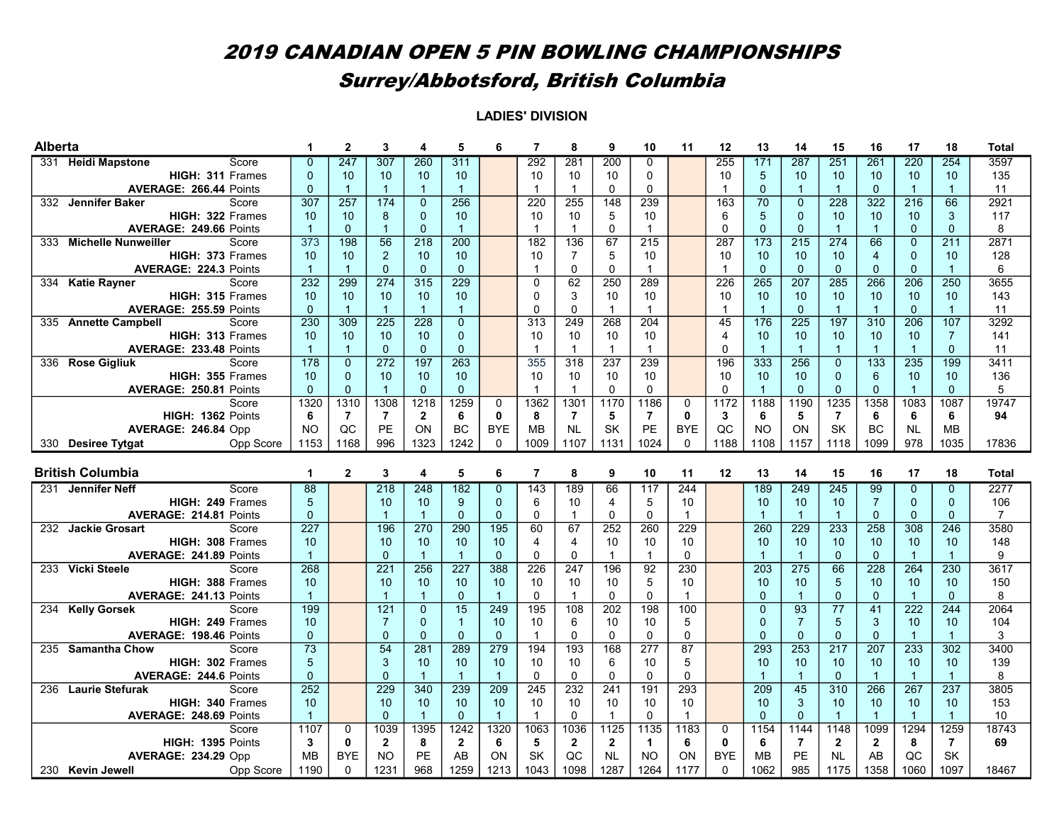# 2019 CANADIAN OPEN 5 PIN BOWLING CHAMPIONSHIPS

## Surrey/Abbotsford, British Columbia

### LADIES' DIVISION

| Alberta | | | 1 | 2 | 3 | 4 | 5 | 6 | 7 | 8 | 9 | 10 | 11 | 12 | 13 | 14 | 15 | 16 | 17 | 18 | Total |
|---|---|---|---|---|---|---|---|---|---|---|---|---|---|---|---|---|---|---|---|---|---|
| 331 | Heidi Mapstone | Score | 0 | 247 | 307 | 260 | 311 | | 292 | 281 | 200 | 0 | | 255 | 171 | 287 | 251 | 261 | 220 | 254 | 3597 |
| | HIGH: 311 | Frames | 0 | 10 | 10 | 10 | 10 | | 10 | 10 | 10 | 0 | | 10 | 5 | 10 | 10 | 10 | 10 | 10 | 135 |
| | AVERAGE: 266.44 | Points | 0 | 1 | 1 | 1 | 1 | | 1 | 1 | 0 | 0 | | 1 | 0 | 1 | 1 | 0 | 1 | 1 | 11 |
| 332 | Jennifer Baker | Score | 307 | 257 | 174 | 0 | 256 | | 220 | 255 | 148 | 239 | | 163 | 70 | 0 | 228 | 322 | 216 | 66 | 2921 |
| | HIGH: 322 | Frames | 10 | 10 | 8 | 0 | 10 | | 10 | 10 | 5 | 10 | | 6 | 5 | 0 | 10 | 10 | 10 | 3 | 117 |
| | AVERAGE: 249.66 | Points | 1 | 0 | 1 | 0 | 1 | | 1 | 1 | 0 | 1 | | 0 | 0 | 0 | 1 | 1 | 0 | 0 | 8 |
| 333 | Michelle Nunweiller | Score | 373 | 198 | 56 | 218 | 200 | | 182 | 136 | 67 | 215 | | 287 | 173 | 215 | 274 | 66 | 0 | 211 | 2871 |
| | HIGH: 373 | Frames | 10 | 10 | 2 | 10 | 10 | | 10 | 7 | 5 | 10 | | 10 | 10 | 10 | 10 | 4 | 0 | 10 | 128 |
| | AVERAGE: 224.3 | Points | 1 | 1 | 0 | 0 | 0 | | 1 | 0 | 0 | 1 | | 1 | 0 | 0 | 0 | 0 | 0 | 1 | 6 |
| 334 | Katie Rayner | Score | 232 | 299 | 274 | 315 | 229 | | 0 | 62 | 250 | 289 | | 226 | 265 | 207 | 285 | 266 | 206 | 250 | 3655 |
| | HIGH: 315 | Frames | 10 | 10 | 10 | 10 | 10 | | 0 | 3 | 10 | 10 | | 10 | 10 | 10 | 10 | 10 | 10 | 10 | 143 |
| | AVERAGE: 255.59 | Points | 0 | 1 | 1 | 1 | 1 | | 0 | 0 | 1 | 1 | | 1 | 1 | 0 | 1 | 1 | 0 | 1 | 11 |
| 335 | Annette Campbell | Score | 230 | 309 | 225 | 228 | 0 | | 313 | 249 | 268 | 204 | | 45 | 176 | 225 | 197 | 310 | 206 | 107 | 3292 |
| | HIGH: 313 | Frames | 10 | 10 | 10 | 10 | 0 | | 10 | 10 | 10 | 10 | | 4 | 10 | 10 | 10 | 10 | 10 | 7 | 141 |
| | AVERAGE: 233.48 | Points | 1 | 1 | 0 | 0 | 0 | | 1 | 1 | 1 | 1 | | 0 | 1 | 1 | 1 | 1 | 1 | 0 | 11 |
| 336 | Rose Gigliuk | Score | 178 | 0 | 272 | 197 | 263 | | 355 | 318 | 237 | 239 | | 196 | 333 | 256 | 0 | 133 | 235 | 199 | 3411 |
| | HIGH: 355 | Frames | 10 | 0 | 10 | 10 | 10 | | 10 | 10 | 10 | 10 | | 10 | 10 | 10 | 0 | 6 | 10 | 10 | 136 |
| | AVERAGE: 250.81 | Points | 0 | 0 | 1 | 0 | 0 | | 1 | 1 | 0 | 0 | | 0 | 1 | 0 | 0 | 0 | 1 | 0 | 5 |
| | | Score | 1320 | 1310 | 1308 | 1218 | 1259 | 0 | 1362 | 1301 | 1170 | 1186 | 0 | 1172 | 1188 | 1190 | 1235 | 1358 | 1083 | 1087 | 19747 |
| | HIGH: 1362 | Points | **6** | **7** | **7** | **2** | **6** | **0** | **8** | **7** | **5** | **7** | **0** | **3** | **6** | **5** | **7** | **6** | **6** | **6** | **94** |
| | AVERAGE: 246.84 | Opp | NO | QC | PE | ON | BC | BYE | MB | NL | SK | PE | BYE | QC | NO | ON | SK | BC | NL | MB | |
| 330 | Desiree Tytgat | Opp Score | 1153 | 1168 | 996 | 1323 | 1242 | 0 | 1009 | 1107 | 1131 | 1024 | 0 | 1188 | 1108 | 1157 | 1118 | 1099 | 978 | 1035 | 17836 |

| British Columbia | | | 1 | 2 | 3 | 4 | 5 | 6 | 7 | 8 | 9 | 10 | 11 | 12 | 13 | 14 | 15 | 16 | 17 | 18 | Total |
|---|---|---|---|---|---|---|---|---|---|---|---|---|---|---|---|---|---|---|---|---|---|
| 231 | Jennifer Neff | Score | 88 | | 218 | 248 | 182 | 0 | 143 | 189 | 66 | 117 | 244 | | 189 | 249 | 245 | 99 | 0 | 0 | 2277 |
| | HIGH: 249 | Frames | 5 | | 10 | 10 | 9 | 0 | 6 | 10 | 4 | 5 | 10 | | 10 | 10 | 10 | 7 | 0 | 0 | 106 |
| | AVERAGE: 214.81 | Points | 0 | | 1 | 1 | 0 | 0 | 0 | 1 | 0 | 0 | 1 | | 1 | 1 | 1 | 0 | 0 | 0 | 7 |
| 232 | Jackie Grosart | Score | 227 | | 196 | 270 | 290 | 195 | 60 | 67 | 252 | 260 | 229 | | 260 | 229 | 233 | 258 | 308 | 246 | 3580 |
| | HIGH: 308 | Frames | 10 | | 10 | 10 | 10 | 10 | 4 | 4 | 10 | 10 | 10 | | 10 | 10 | 10 | 10 | 10 | 10 | 148 |
| | AVERAGE: 241.89 | Points | 1 | | 0 | 1 | 1 | 0 | 0 | 0 | 1 | 1 | 0 | | 1 | 1 | 0 | 0 | 1 | 1 | 9 |
| 233 | Vicki Steele | Score | 268 | | 221 | 256 | 227 | 388 | 226 | 247 | 196 | 92 | 230 | | 203 | 275 | 66 | 228 | 264 | 230 | 3617 |
| | HIGH: 388 | Frames | 10 | | 10 | 10 | 10 | 10 | 10 | 10 | 10 | 5 | 10 | | 10 | 10 | 5 | 10 | 10 | 10 | 150 |
| | AVERAGE: 241.13 | Points | 1 | | 1 | 1 | 0 | 1 | 0 | 1 | 0 | 0 | 1 | | 0 | 1 | 0 | 0 | 1 | 0 | 8 |
| 234 | Kelly Gorsek | Score | 199 | | 121 | 0 | 15 | 249 | 195 | 108 | 202 | 198 | 100 | | 0 | 93 | 77 | 41 | 222 | 244 | 2064 |
| | HIGH: 249 | Frames | 10 | | 7 | 0 | 1 | 10 | 10 | 6 | 10 | 10 | 5 | | 0 | 7 | 5 | 3 | 10 | 10 | 104 |
| | AVERAGE: 198.46 | Points | 0 | | 0 | 0 | 0 | 0 | 1 | 0 | 0 | 0 | 0 | | 0 | 0 | 0 | 0 | 1 | 1 | 3 |
| 235 | Samantha Chow | Score | 73 | | 54 | 281 | 289 | 279 | 194 | 193 | 168 | 277 | 87 | | 293 | 253 | 217 | 207 | 233 | 302 | 3400 |
| | HIGH: 302 | Frames | 5 | | 3 | 10 | 10 | 10 | 10 | 10 | 6 | 10 | 5 | | 10 | 10 | 10 | 10 | 10 | 10 | 139 |
| | AVERAGE: 244.6 | Points | 0 | | 0 | 1 | 1 | 1 | 0 | 0 | 0 | 0 | 0 | | 1 | 1 | 0 | 1 | 1 | 1 | 8 |
| 236 | Laurie Stefurak | Score | 252 | | 229 | 340 | 239 | 209 | 245 | 232 | 241 | 191 | 293 | | 209 | 45 | 310 | 266 | 267 | 237 | 3805 |
| | HIGH: 340 | Frames | 10 | | 10 | 10 | 10 | 10 | 10 | 10 | 10 | 10 | 10 | | 10 | 3 | 10 | 10 | 10 | 10 | 153 |
| | AVERAGE: 248.69 | Points | 1 | | 0 | 1 | 0 | 1 | 1 | 0 | 1 | 0 | 1 | | 0 | 0 | 1 | 1 | 1 | 1 | 10 |
| | | Score | 1107 | 0 | 1039 | 1395 | 1242 | 1320 | 1063 | 1036 | 1125 | 1135 | 1183 | 0 | 1154 | 1144 | 1148 | 1099 | 1294 | 1259 | 18743 |
| | HIGH: 1395 | Points | **3** | **0** | **2** | **8** | **2** | **6** | **5** | **2** | **2** | **1** | **6** | **0** | **6** | **7** | **2** | **2** | **8** | **7** | **69** |
| | AVERAGE: 234.29 | Opp | MB | BYE | NO | PE | AB | ON | SK | QC | NL | NO | ON | BYE | MB | PE | NL | AB | QC | SK | |
| 230 | Kevin Jewell | Opp Score | 1190 | 0 | 1231 | 968 | 1259 | 1213 | 1043 | 1098 | 1287 | 1264 | 1177 | 0 | 1062 | 985 | 1175 | 1358 | 1060 | 1097 | 18467 |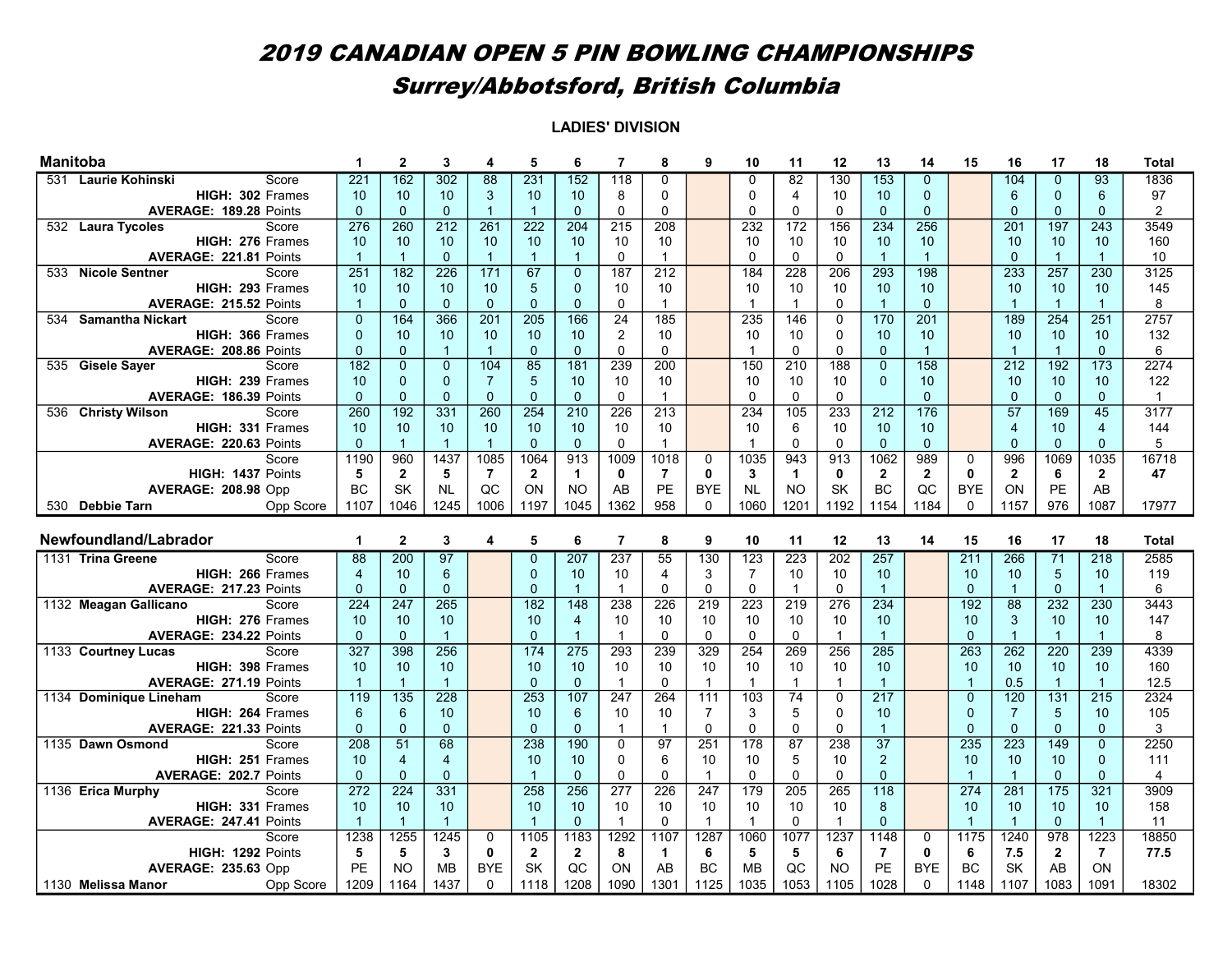# 2019 CANADIAN OPEN 5 PIN BOWLING CHAMPIONSHIPS

## Surrey/Abbotsford, British Columbia

### LADIES' DIVISION

**Manitoba**

| | | 1 | 2 | 3 | 4 | 5 | 6 | 7 | 8 | 9 | 10 | 11 | 12 | 13 | 14 | 15 | 16 | 17 | 18 | Total |
|---|---|---|---|---|---|---|---|---|---|---|---|---|---|---|---|---|---|---|---|---|
| 531 **Laurie Kohinski** | Score | 221 | 162 | 302 | 88 | 231 | 152 | 118 | 0 | | 0 | 82 | 130 | 153 | 0 | | 104 | 0 | 93 | 1836 |
| **HIGH: 302** | Frames | 10 | 10 | 10 | 3 | 10 | 10 | 8 | 0 | | 0 | 4 | 10 | 10 | 0 | | 6 | 0 | 6 | 97 |
| **AVERAGE: 189.28** | Points | 0 | 0 | 0 | 1 | 1 | 0 | 0 | 0 | | 0 | 0 | 0 | 0 | 0 | | 0 | 0 | 0 | 2 |
| 532 **Laura Tycoles** | Score | 276 | 260 | 212 | 261 | 222 | 204 | 215 | 208 | | 232 | 172 | 156 | 234 | 256 | | 201 | 197 | 243 | 3549 |
| **HIGH: 276** | Frames | 10 | 10 | 10 | 10 | 10 | 10 | 10 | 10 | | 10 | 10 | 10 | 10 | 10 | | 10 | 10 | 10 | 160 |
| **AVERAGE: 221.81** | Points | 1 | 1 | 0 | 1 | 1 | 1 | 0 | 1 | | 0 | 0 | 0 | 1 | 1 | | 0 | 1 | 1 | 10 |
| 533 **Nicole Sentner** | Score | 251 | 182 | 226 | 171 | 67 | 0 | 187 | 212 | | 184 | 228 | 206 | 293 | 198 | | 233 | 257 | 230 | 3125 |
| **HIGH: 293** | Frames | 10 | 10 | 10 | 10 | 5 | 0 | 10 | 10 | | 10 | 10 | 10 | 10 | 10 | | 10 | 10 | 10 | 145 |
| **AVERAGE: 215.52** | Points | 1 | 0 | 0 | 0 | 0 | 0 | 0 | 1 | | 1 | 1 | 0 | 1 | 0 | | 1 | 1 | 1 | 8 |
| 534 **Samantha Nickart** | Score | 0 | 164 | 366 | 201 | 205 | 166 | 24 | 185 | | 235 | 146 | 0 | 170 | 201 | | 189 | 254 | 251 | 2757 |
| **HIGH: 366** | Frames | 0 | 10 | 10 | 10 | 10 | 10 | 2 | 10 | | 10 | 10 | 0 | 10 | 10 | | 10 | 10 | 10 | 132 |
| **AVERAGE: 208.86** | Points | 0 | 0 | 1 | 1 | 0 | 0 | 0 | 0 | | 1 | 0 | 0 | 0 | 1 | | 1 | 1 | 0 | 6 |
| 535 **Gisele Sayer** | Score | 182 | 0 | 0 | 104 | 85 | 181 | 239 | 200 | | 150 | 210 | 188 | 0 | 158 | | 212 | 192 | 173 | 2274 |
| **HIGH: 239** | Frames | 10 | 0 | 0 | 7 | 5 | 10 | 10 | 10 | | 10 | 10 | 10 | 0 | 10 | | 10 | 10 | 10 | 122 |
| **AVERAGE: 186.39** | Points | 0 | 0 | 0 | 0 | 0 | 0 | 0 | 1 | | 0 | 0 | 0 | | 0 | | 0 | 0 | 0 | 1 |
| 536 **Christy Wilson** | Score | 260 | 192 | 331 | 260 | 254 | 210 | 226 | 213 | | 234 | 105 | 233 | 212 | 176 | | 57 | 169 | 45 | 3177 |
| **HIGH: 331** | Frames | 10 | 10 | 10 | 10 | 10 | 10 | 10 | 10 | | 10 | 6 | 10 | 10 | 10 | | 4 | 10 | 4 | 144 |
| **AVERAGE: 220.63** | Points | 0 | 1 | 1 | 1 | 0 | 0 | 0 | 1 | | 1 | 0 | 0 | 0 | 0 | | 0 | 0 | 0 | 5 |
| | Score | 1190 | 960 | 1437 | 1085 | 1064 | 913 | 1009 | 1018 | 0 | 1035 | 943 | 913 | 1062 | 989 | 0 | 996 | 1069 | 1035 | 16718 |
| **HIGH: 1437** | Points | **5** | **2** | **5** | **7** | **2** | **1** | **0** | **7** | **0** | **3** | **1** | **0** | **2** | **2** | **0** | **2** | **6** | **2** | **47** |
| **AVERAGE: 208.98** | Opp | BC | SK | NL | QC | ON | NO | AB | PE | BYE | NL | NO | SK | BC | QC | BYE | ON | PE | AB | |
| 530 **Debbie Tarn** | Opp Score | 1107 | 1046 | 1245 | 1006 | 1197 | 1045 | 1362 | 958 | 0 | 1060 | 1201 | 1192 | 1154 | 1184 | 0 | 1157 | 976 | 1087 | 17977 |

**Newfoundland/Labrador**

| | | 1 | 2 | 3 | 4 | 5 | 6 | 7 | 8 | 9 | 10 | 11 | 12 | 13 | 14 | 15 | 16 | 17 | 18 | Total |
|---|---|---|---|---|---|---|---|---|---|---|---|---|---|---|---|---|---|---|---|---|
| 1131 **Trina Greene** | Score | 88 | 200 | 97 | | 0 | 207 | 237 | 55 | 130 | 123 | 223 | 202 | 257 | | 211 | 266 | 71 | 218 | 2585 |
| **HIGH: 266** | Frames | 4 | 10 | 6 | | 0 | 10 | 10 | 4 | 3 | 7 | 10 | 10 | 10 | | 10 | 10 | 5 | 10 | 119 |
| **AVERAGE: 217.23** | Points | 0 | 0 | 0 | | 0 | 1 | 1 | 0 | 0 | 0 | 1 | 0 | 1 | | 0 | 1 | 0 | 1 | 6 |
| 1132 **Meagan Gallicano** | Score | 224 | 247 | 265 | | 182 | 148 | 238 | 226 | 219 | 223 | 219 | 276 | 234 | | 192 | 88 | 232 | 230 | 3443 |
| **HIGH: 276** | Frames | 10 | 10 | 10 | | 10 | 4 | 10 | 10 | 10 | 10 | 10 | 10 | 10 | | 10 | 3 | 10 | 10 | 147 |
| **AVERAGE: 234.22** | Points | 0 | 0 | 1 | | 0 | 1 | 1 | 0 | 0 | 0 | 0 | 1 | 1 | | 0 | 1 | 1 | 1 | 8 |
| 1133 **Courtney Lucas** | Score | 327 | 398 | 256 | | 174 | 275 | 293 | 239 | 329 | 254 | 269 | 256 | 285 | | 263 | 262 | 220 | 239 | 4339 |
| **HIGH: 398** | Frames | 10 | 10 | 10 | | 10 | 10 | 10 | 10 | 10 | 10 | 10 | 10 | 10 | | 10 | 10 | 10 | 10 | 160 |
| **AVERAGE: 271.19** | Points | 1 | 1 | 1 | | 0 | 0 | 1 | 0 | 1 | 1 | 1 | 1 | 1 | | 1 | 0.5 | 1 | 1 | 12.5 |
| 1134 **Dominique Lineham** | Score | 119 | 135 | 228 | | 253 | 107 | 247 | 264 | 111 | 103 | 74 | 0 | 217 | | 0 | 120 | 131 | 215 | 2324 |
| **HIGH: 264** | Frames | 6 | 6 | 10 | | 10 | 6 | 10 | 10 | 7 | 3 | 5 | 0 | 10 | | 0 | 7 | 5 | 10 | 105 |
| **AVERAGE: 221.33** | Points | 0 | 0 | 0 | | 0 | 0 | 1 | 1 | 0 | 0 | 0 | 0 | 1 | | 0 | 0 | 0 | 0 | 3 |
| 1135 **Dawn Osmond** | Score | 208 | 51 | 68 | | 238 | 190 | 0 | 97 | 251 | 178 | 87 | 238 | 37 | | 235 | 223 | 149 | 0 | 2250 |
| **HIGH: 251** | Frames | 10 | 4 | 4 | | 10 | 10 | 0 | 6 | 10 | 10 | 5 | 10 | 2 | | 10 | 10 | 10 | 0 | 111 |
| **AVERAGE: 202.7** | Points | 0 | 0 | 0 | | 1 | 0 | 0 | 0 | 1 | 0 | 0 | 0 | 0 | | 1 | 1 | 0 | 0 | 4 |
| 1136 **Erica Murphy** | Score | 272 | 224 | 331 | | 258 | 256 | 277 | 226 | 247 | 179 | 205 | 265 | 118 | | 274 | 281 | 175 | 321 | 3909 |
| **HIGH: 331** | Frames | 10 | 10 | 10 | | 10 | 10 | 10 | 10 | 10 | 10 | 10 | 10 | 8 | | 10 | 10 | 10 | 10 | 158 |
| **AVERAGE: 247.41** | Points | 1 | 1 | 1 | | 1 | 0 | 1 | 0 | 1 | 1 | 0 | 1 | 0 | | 1 | 1 | 0 | 1 | 11 |
| | Score | 1238 | 1255 | 1245 | 0 | 1105 | 1183 | 1292 | 1107 | 1287 | 1060 | 1077 | 1237 | 1148 | 0 | 1175 | 1240 | 978 | 1223 | 18850 |
| **HIGH: 1292** | Points | **5** | **5** | **3** | **0** | **2** | **2** | **8** | **1** | **6** | **5** | **5** | **6** | **7** | **0** | **6** | **7.5** | **2** | **7** | **77.5** |
| **AVERAGE: 235.63** | Opp | PE | NO | MB | BYE | SK | QC | ON | AB | BC | MB | QC | NO | PE | BYE | BC | SK | AB | ON | |
| 1130 **Melissa Manor** | Opp Score | 1209 | 1164 | 1437 | 0 | 1118 | 1208 | 1090 | 1301 | 1125 | 1035 | 1053 | 1105 | 1028 | 0 | 1148 | 1107 | 1083 | 1091 | 18302 |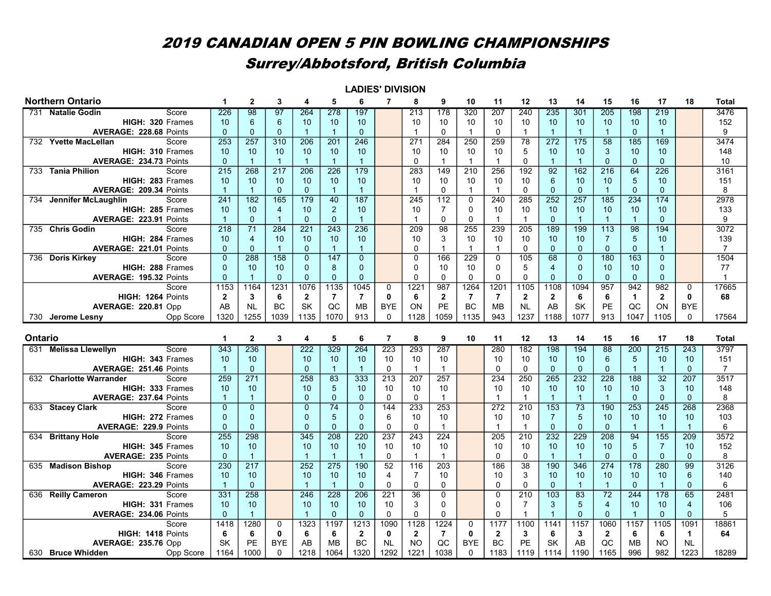# 2019 CANADIAN OPEN 5 PIN BOWLING CHAMPIONSHIPS

## Surrey/Abbotsford, British Columbia

### LADIES' DIVISION

| Northern Ontario | | 1 | 2 | 3 | 4 | 5 | 6 | 7 | 8 | 9 | 10 | 11 | 12 | 13 | 14 | 15 | 16 | 17 | 18 | Total |
|---|---|---|---|---|---|---|---|---|---|---|---|---|---|---|---|---|---|---|---|---|
| 731 Natalie Godin | Score | 226 | 98 | 97 | 264 | 278 | 197 | | 213 | 178 | 320 | 207 | 240 | 235 | 301 | 205 | 198 | 219 | | 3476 |
| HIGH: 320 | Frames | 10 | 6 | 6 | 10 | 10 | 10 | | 10 | 10 | 10 | 10 | 10 | 10 | 10 | 10 | 10 | 10 | | 152 |
| AVERAGE: 228.68 | Points | 0 | 0 | 0 | 1 | 1 | 0 | | 1 | 0 | 1 | 0 | 1 | 1 | 1 | 1 | 0 | 1 | | 9 |
| 732 Yvette MacLellan | Score | 253 | 257 | 310 | 206 | 201 | 246 | | 271 | 284 | 250 | 259 | 78 | 272 | 175 | 58 | 185 | 169 | | 3474 |
| HIGH: 310 | Frames | 10 | 10 | 10 | 10 | 10 | 10 | | 10 | 10 | 10 | 10 | 5 | 10 | 10 | 3 | 10 | 10 | | 148 |
| AVERAGE: 234.73 | Points | 0 | 1 | 1 | 1 | 1 | 1 | | 0 | 1 | 1 | 1 | 0 | 1 | 1 | 0 | 0 | 0 | | 10 |
| 733 Tania Philion | Score | 215 | 268 | 217 | 206 | 226 | 179 | | 283 | 149 | 210 | 256 | 192 | 92 | 162 | 216 | 64 | 226 | | 3161 |
| HIGH: 283 | Frames | 10 | 10 | 10 | 10 | 10 | 10 | | 10 | 10 | 10 | 10 | 10 | 6 | 10 | 10 | 5 | 10 | | 151 |
| AVERAGE: 209.34 | Points | 1 | 1 | 0 | 0 | 1 | 1 | | 1 | 0 | 1 | 1 | 0 | 0 | 0 | 1 | 0 | 0 | | 8 |
| 734 Jennifer McLaughlin | Score | 241 | 182 | 165 | 179 | 40 | 187 | | 245 | 112 | 0 | 240 | 285 | 252 | 257 | 185 | 234 | 174 | | 2978 |
| HIGH: 285 | Frames | 10 | 10 | 4 | 10 | 2 | 10 | | 10 | 7 | 0 | 10 | 10 | 10 | 10 | 10 | 10 | 10 | | 133 |
| AVERAGE: 223.91 | Points | 1 | 0 | 1 | 0 | 0 | 1 | | 1 | 0 | 0 | 1 | 1 | 0 | 1 | 1 | 1 | 0 | | 9 |
| 735 Chris Godin | Score | 218 | 71 | 284 | 221 | 243 | 236 | | 209 | 98 | 255 | 239 | 205 | 189 | 199 | 113 | 98 | 194 | | 3072 |
| HIGH: 284 | Frames | 10 | 4 | 10 | 10 | 10 | 10 | | 10 | 3 | 10 | 10 | 10 | 10 | 10 | 7 | 5 | 10 | | 139 |
| AVERAGE: 221.01 | Points | 0 | 0 | 1 | 0 | 1 | 1 | | 0 | 1 | 1 | 1 | 0 | 0 | 0 | 0 | 0 | 1 | | 7 |
| 736 Doris Kirkey | Score | 0 | 288 | 158 | 0 | 147 | 0 | | 0 | 166 | 229 | 0 | 105 | 68 | 0 | 180 | 163 | 0 | | 1504 |
| HIGH: 288 | Frames | 0 | 10 | 10 | 0 | 8 | 0 | | 0 | 10 | 10 | 0 | 5 | 4 | 0 | 10 | 10 | 0 | | 77 |
| AVERAGE: 195.32 | Points | 0 | 1 | 0 | 0 | 0 | 0 | | 0 | 0 | 0 | 0 | 0 | 0 | 0 | 0 | 0 | 0 | | 1 |
| | Score | 1153 | 1164 | 1231 | 1076 | 1135 | 1045 | 0 | 1221 | 987 | 1264 | 1201 | 1105 | 1108 | 1094 | 957 | 942 | 982 | 0 | 17665 |
| HIGH: 1264 | Points | **2** | **3** | **6** | **2** | **7** | **7** | **0** | **6** | **2** | **7** | **7** | **2** | **2** | **6** | **6** | **1** | **2** | **0** | **68** |
| AVERAGE: 220.81 | Opp | AB | NL | BC | SK | QC | MB | BYE | ON | PE | BC | MB | NL | AB | SK | PE | QC | ON | BYE | |
| 730 Jerome Lesny | Opp Score | 1320 | 1255 | 1039 | 1135 | 1070 | 913 | 0 | 1128 | 1059 | 1135 | 943 | 1237 | 1188 | 1077 | 913 | 1047 | 1105 | 0 | 17564 |

| Ontario | | 1 | 2 | 3 | 4 | 5 | 6 | 7 | 8 | 9 | 10 | 11 | 12 | 13 | 14 | 15 | 16 | 17 | 18 | Total |
|---|---|---|---|---|---|---|---|---|---|---|---|---|---|---|---|---|---|---|---|---|
| 631 Melissa Llewellyn | Score | 343 | 236 | | 222 | 329 | 264 | 223 | 293 | 287 | | 280 | 182 | 198 | 194 | 88 | 200 | 215 | 243 | 3797 |
| HIGH: 343 | Frames | 10 | 10 | | 10 | 10 | 10 | 10 | 10 | 10 | | 10 | 10 | 10 | 10 | 6 | 5 | 10 | 10 | 151 |
| AVERAGE: 251.46 | Points | 1 | 0 | | 0 | 1 | 1 | 0 | 1 | 1 | | 0 | 0 | 0 | 0 | 0 | 1 | 1 | 0 | 7 |
| 632 Charlotte Warrander | Score | 259 | 271 | | 258 | 83 | 333 | 213 | 207 | 257 | | 234 | 250 | 265 | 232 | 228 | 188 | 32 | 207 | 3517 |
| HIGH: 333 | Frames | 10 | 10 | | 10 | 5 | 10 | 10 | 10 | 10 | | 10 | 10 | 10 | 10 | 10 | 10 | 3 | 10 | 148 |
| AVERAGE: 237.64 | Points | 1 | 1 | | 0 | 0 | 0 | 0 | 0 | 1 | | 1 | 1 | 1 | 1 | 1 | 0 | 0 | 0 | 8 |
| 633 Stacey Clark | Score | 0 | 0 | | 0 | 74 | 0 | 144 | 233 | 253 | | 272 | 210 | 153 | 73 | 190 | 253 | 245 | 268 | 2368 |
| HIGH: 272 | Frames | 0 | 0 | | 0 | 5 | 0 | 6 | 10 | 10 | | 10 | 10 | 7 | 5 | 10 | 10 | 10 | 10 | 103 |
| AVERAGE: 229.9 | Points | 0 | 0 | | 0 | 0 | 0 | 0 | 0 | 1 | | 1 | 1 | 0 | 0 | 0 | 1 | 1 | 1 | 6 |
| 634 Brittany Hole | Score | 255 | 298 | | 345 | 208 | 220 | 237 | 243 | 224 | | 205 | 210 | 232 | 229 | 208 | 94 | 155 | 209 | 3572 |
| HIGH: 345 | Frames | 10 | 10 | | 10 | 10 | 10 | 10 | 10 | 10 | | 10 | 10 | 10 | 10 | 10 | 5 | 7 | 10 | 152 |
| AVERAGE: 235 | Points | 0 | 1 | | 1 | 1 | 1 | 0 | 1 | 1 | | 0 | 0 | 1 | 1 | 0 | 0 | 0 | 0 | 8 |
| 635 Madison Bishop | Score | 230 | 217 | | 252 | 275 | 190 | 52 | 116 | 203 | | 186 | 38 | 190 | 346 | 274 | 178 | 280 | 99 | 3126 |
| HIGH: 346 | Frames | 10 | 10 | | 10 | 10 | 10 | 4 | 7 | 10 | | 10 | 3 | 10 | 10 | 10 | 10 | 10 | 6 | 140 |
| AVERAGE: 223.29 | Points | 1 | 0 | | 1 | 1 | 0 | 0 | 0 | 0 | | 0 | 0 | 0 | 1 | 1 | 0 | 1 | 0 | 6 |
| 636 Reilly Cameron | Score | 331 | 258 | | 246 | 228 | 206 | 221 | 36 | 0 | | 0 | 210 | 103 | 83 | 72 | 244 | 178 | 65 | 2481 |
| HIGH: 331 | Frames | 10 | 10 | | 10 | 10 | 10 | 10 | 3 | 0 | | 0 | 7 | 3 | 5 | 4 | 10 | 10 | 4 | 106 |
| AVERAGE: 234.06 | Points | 0 | 1 | | 1 | 0 | 0 | 0 | 0 | 0 | | 0 | 1 | 1 | 0 | 0 | 1 | 0 | 0 | 5 |
| | Score | 1418 | 1280 | 0 | 1323 | 1197 | 1213 | 1090 | 1128 | 1224 | 0 | 1177 | 1100 | 1141 | 1157 | 1060 | 1157 | 1105 | 1091 | 18861 |
| HIGH: 1418 | Points | **6** | **6** | **0** | **6** | **6** | **2** | **0** | **2** | **7** | **0** | **2** | **3** | **6** | **3** | **2** | **6** | **6** | **1** | **64** |
| AVERAGE: 235.76 | Opp | SK | PE | BYE | AB | MB | BC | NL | NO | QC | BYE | BC | PE | SK | AB | QC | MB | NO | NL | |
| 630 Bruce Whidden | Opp Score | 1164 | 1000 | 0 | 1218 | 1064 | 1320 | 1292 | 1221 | 1038 | 0 | 1183 | 1119 | 1114 | 1190 | 1165 | 996 | 982 | 1223 | 18289 |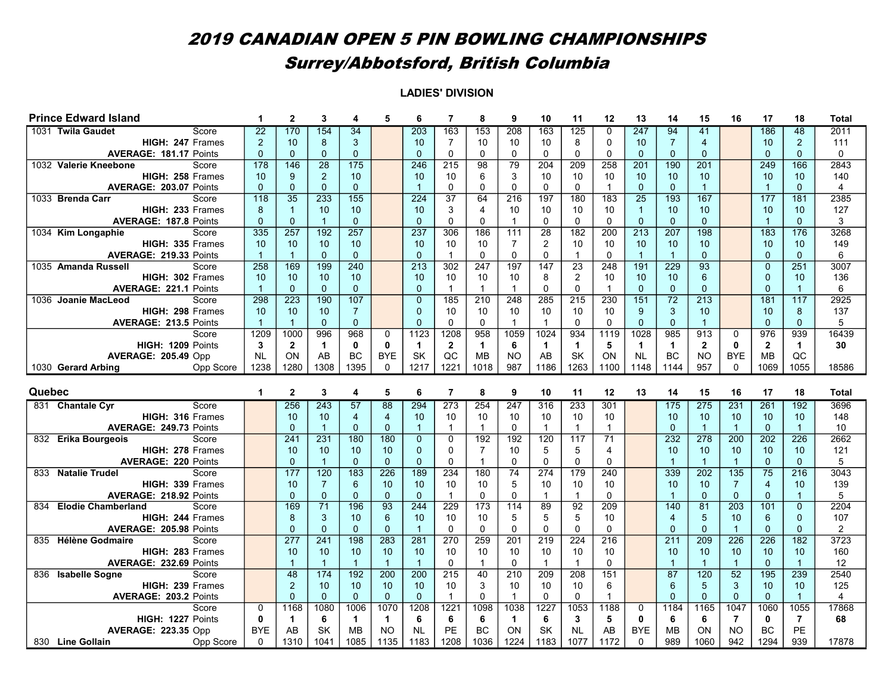# 2019 CANADIAN OPEN 5 PIN BOWLING CHAMPIONSHIPS

## Surrey/Abbotsford, British Columbia

### LADIES' DIVISION

| Prince Edward Island | | 1 | 2 | 3 | 4 | 5 | 6 | 7 | 8 | 9 | 10 | 11 | 12 | 13 | 14 | 15 | 16 | 17 | 18 | Total |
|---|---|---|---|---|---|---|---|---|---|---|---|---|---|---|---|---|---|---|---|---|
| 1031 **Twila Gaudet** | Score | 22 | 170 | 154 | 34 | | 203 | 163 | 153 | 208 | 163 | 125 | 0 | 247 | 94 | 41 | | 186 | 48 | 2011 |
| **HIGH: 247** | Frames | 2 | 10 | 8 | 3 | | 10 | 7 | 10 | 10 | 10 | 8 | 0 | 10 | 7 | 4 | | 10 | 2 | 111 |
| **AVERAGE: 181.17** | Points | 0 | 0 | 0 | 0 | | 0 | 0 | 0 | 0 | 0 | 0 | 0 | 0 | 0 | 0 | | 0 | 0 | 0 |
| 1032 **Valerie Kneebone** | Score | 178 | 146 | 28 | 175 | | 246 | 215 | 98 | 79 | 204 | 209 | 258 | 201 | 190 | 201 | | 249 | 166 | 2843 |
| **HIGH: 258** | Frames | 10 | 9 | 2 | 10 | | 10 | 10 | 6 | 3 | 10 | 10 | 10 | 10 | 10 | 10 | | 10 | 10 | 140 |
| **AVERAGE: 203.07** | Points | 0 | 0 | 0 | 0 | | 1 | 0 | 0 | 0 | 0 | 0 | 1 | 0 | 0 | 1 | | 1 | 0 | 4 |
| 1033 **Brenda Carr** | Score | 118 | 35 | 233 | 155 | | 224 | 37 | 64 | 216 | 197 | 180 | 183 | 25 | 193 | 167 | | 177 | 181 | 2385 |
| **HIGH: 233** | Frames | 8 | 1 | 10 | 10 | | 10 | 3 | 4 | 10 | 10 | 10 | 10 | 1 | 10 | 10 | | 10 | 10 | 127 |
| **AVERAGE: 187.8** | Points | 0 | 0 | 1 | 0 | | 0 | 0 | 0 | 1 | 0 | 0 | 0 | 0 | 0 | 0 | | 1 | 0 | 3 |
| 1034 **Kim Longaphie** | Score | 335 | 257 | 192 | 257 | | 237 | 306 | 186 | 111 | 28 | 182 | 200 | 213 | 207 | 198 | | 183 | 176 | 3268 |
| **HIGH: 335** | Frames | 10 | 10 | 10 | 10 | | 10 | 10 | 10 | 7 | 2 | 10 | 10 | 10 | 10 | 10 | | 10 | 10 | 149 |
| **AVERAGE: 219.33** | Points | 1 | 1 | 0 | 0 | | 0 | 1 | 0 | 0 | 0 | 1 | 0 | 1 | 1 | 0 | | 0 | 0 | 6 |
| 1035 **Amanda Russell** | Score | 258 | 169 | 199 | 240 | | 213 | 302 | 247 | 197 | 147 | 23 | 248 | 191 | 229 | 93 | | 0 | 251 | 3007 |
| **HIGH: 302** | Frames | 10 | 10 | 10 | 10 | | 10 | 10 | 10 | 10 | 8 | 2 | 10 | 10 | 10 | 6 | | 0 | 10 | 136 |
| **AVERAGE: 221.1** | Points | 1 | 0 | 0 | 0 | | 0 | 1 | 1 | 1 | 0 | 0 | 1 | 0 | 0 | 0 | | 0 | 1 | 6 |
| 1036 **Joanie MacLeod** | Score | 298 | 223 | 190 | 107 | | 0 | 185 | 210 | 248 | 285 | 215 | 230 | 151 | 72 | 213 | | 181 | 117 | 2925 |
| **HIGH: 298** | Frames | 10 | 10 | 10 | 7 | | 0 | 10 | 10 | 10 | 10 | 10 | 10 | 9 | 3 | 10 | | 10 | 8 | 137 |
| **AVERAGE: 213.5** | Points | 1 | 1 | 0 | 0 | | 0 | 0 | 0 | 1 | 1 | 0 | 0 | 0 | 0 | 1 | | 0 | 0 | 5 |
| | Score | 1209 | 1000 | 996 | 968 | 0 | 1123 | 1208 | 958 | 1059 | 1024 | 934 | 1119 | 1028 | 985 | 913 | 0 | 976 | 939 | 16439 |
| **HIGH: 1209** | Points | **3** | **2** | **1** | **0** | **0** | **1** | **2** | **1** | **6** | **1** | **1** | **5** | **1** | **1** | **2** | **0** | **2** | **1** | **30** |
| **AVERAGE: 205.49** | Opp | NL | ON | AB | BC | BYE | SK | QC | MB | NO | AB | SK | ON | NL | BC | NO | BYE | MB | QC | |
| 1030 **Gerard Arbing** | Opp Score | 1238 | 1280 | 1308 | 1395 | 0 | 1217 | 1221 | 1018 | 987 | 1186 | 1263 | 1100 | 1148 | 1144 | 957 | 0 | 1069 | 1055 | 18586 |

| Quebec | | 1 | 2 | 3 | 4 | 5 | 6 | 7 | 8 | 9 | 10 | 11 | 12 | 13 | 14 | 15 | 16 | 17 | 18 | Total |
|---|---|---|---|---|---|---|---|---|---|---|---|---|---|---|---|---|---|---|---|---|
| 831 **Chantale Cyr** | Score | | 256 | 243 | 57 | 88 | 294 | 273 | 254 | 247 | 316 | 233 | 301 | | 175 | 275 | 231 | 261 | 192 | 3696 |
| **HIGH: 316** | Frames | | 10 | 10 | 4 | 4 | 10 | 10 | 10 | 10 | 10 | 10 | 10 | | 10 | 10 | 10 | 10 | 10 | 148 |
| **AVERAGE: 249.73** | Points | | 0 | 1 | 0 | 0 | 1 | 1 | 1 | 0 | 1 | 1 | 1 | | 0 | 1 | 1 | 0 | 1 | 10 |
| 832 **Erika Bourgeois** | Score | | 241 | 231 | 180 | 180 | 0 | 0 | 192 | 192 | 120 | 117 | 71 | | 232 | 278 | 200 | 202 | 226 | 2662 |
| **HIGH: 278** | Frames | | 10 | 10 | 10 | 10 | 0 | 0 | 7 | 10 | 5 | 5 | 4 | | 10 | 10 | 10 | 10 | 10 | 121 |
| **AVERAGE: 220** | Points | | 0 | 1 | 0 | 0 | 0 | 0 | 1 | 0 | 0 | 0 | 0 | | 1 | 1 | 1 | 0 | 0 | 5 |
| 833 **Natalie Trudel** | Score | | 177 | 120 | 183 | 226 | 189 | 234 | 180 | 74 | 274 | 179 | 240 | | 339 | 202 | 135 | 75 | 216 | 3043 |
| **HIGH: 339** | Frames | | 10 | 7 | 6 | 10 | 10 | 10 | 10 | 5 | 10 | 10 | 10 | | 10 | 10 | 7 | 4 | 10 | 139 |
| **AVERAGE: 218.92** | Points | | 0 | 0 | 0 | 0 | 0 | 1 | 0 | 0 | 1 | 1 | 0 | | 1 | 0 | 0 | 0 | 1 | 5 |
| 834 **Elodie Chamberland** | Score | | 169 | 71 | 196 | 93 | 244 | 229 | 173 | 114 | 89 | 92 | 209 | | 140 | 81 | 203 | 101 | 0 | 2204 |
| **HIGH: 244** | Frames | | 8 | 3 | 10 | 6 | 10 | 10 | 10 | 5 | 5 | 5 | 10 | | 4 | 5 | 10 | 6 | 0 | 107 |
| **AVERAGE: 205.98** | Points | | 0 | 0 | 0 | 0 | 1 | 0 | 0 | 0 | 0 | 0 | 0 | | 0 | 0 | 1 | 0 | 0 | 2 |
| 835 **Hélène Godmaire** | Score | | 277 | 241 | 198 | 283 | 281 | 270 | 259 | 201 | 219 | 224 | 216 | | 211 | 209 | 226 | 226 | 182 | 3723 |
| **HIGH: 283** | Frames | | 10 | 10 | 10 | 10 | 10 | 10 | 10 | 10 | 10 | 10 | 10 | | 10 | 10 | 10 | 10 | 10 | 160 |
| **AVERAGE: 232.69** | Points | | 1 | 1 | 1 | 1 | 1 | 0 | 1 | 0 | 1 | 1 | 0 | | 1 | 1 | 1 | 0 | 1 | 12 |
| 836 **Isabelle Sogne** | Score | | 48 | 174 | 192 | 200 | 200 | 215 | 40 | 210 | 209 | 208 | 151 | | 87 | 120 | 52 | 195 | 239 | 2540 |
| **HIGH: 239** | Frames | | 2 | 10 | 10 | 10 | 10 | 10 | 3 | 10 | 10 | 10 | 6 | | 6 | 5 | 3 | 10 | 10 | 125 |
| **AVERAGE: 203.2** | Points | | 0 | 0 | 0 | 0 | 0 | 1 | 0 | 1 | 0 | 0 | 1 | | 0 | 0 | 0 | 0 | 1 | 4 |
| | Score | 0 | 1168 | 1080 | 1006 | 1070 | 1208 | 1221 | 1098 | 1038 | 1227 | 1053 | 1188 | 0 | 1184 | 1165 | 1047 | 1060 | 1055 | 17868 |
| **HIGH: 1227** | Points | **0** | **1** | **6** | **1** | **1** | **6** | **6** | **6** | **1** | **6** | **3** | **5** | **0** | **6** | **6** | **7** | **0** | **7** | **68** |
| **AVERAGE: 223.35** | Opp | BYE | AB | SK | MB | NO | NL | PE | BC | ON | SK | NL | AB | BYE | MB | ON | NO | BC | PE | |
| 830 **Line Gollain** | Opp Score | 0 | 1310 | 1041 | 1085 | 1135 | 1183 | 1208 | 1036 | 1224 | 1183 | 1077 | 1172 | 0 | 989 | 1060 | 942 | 1294 | 939 | 17878 |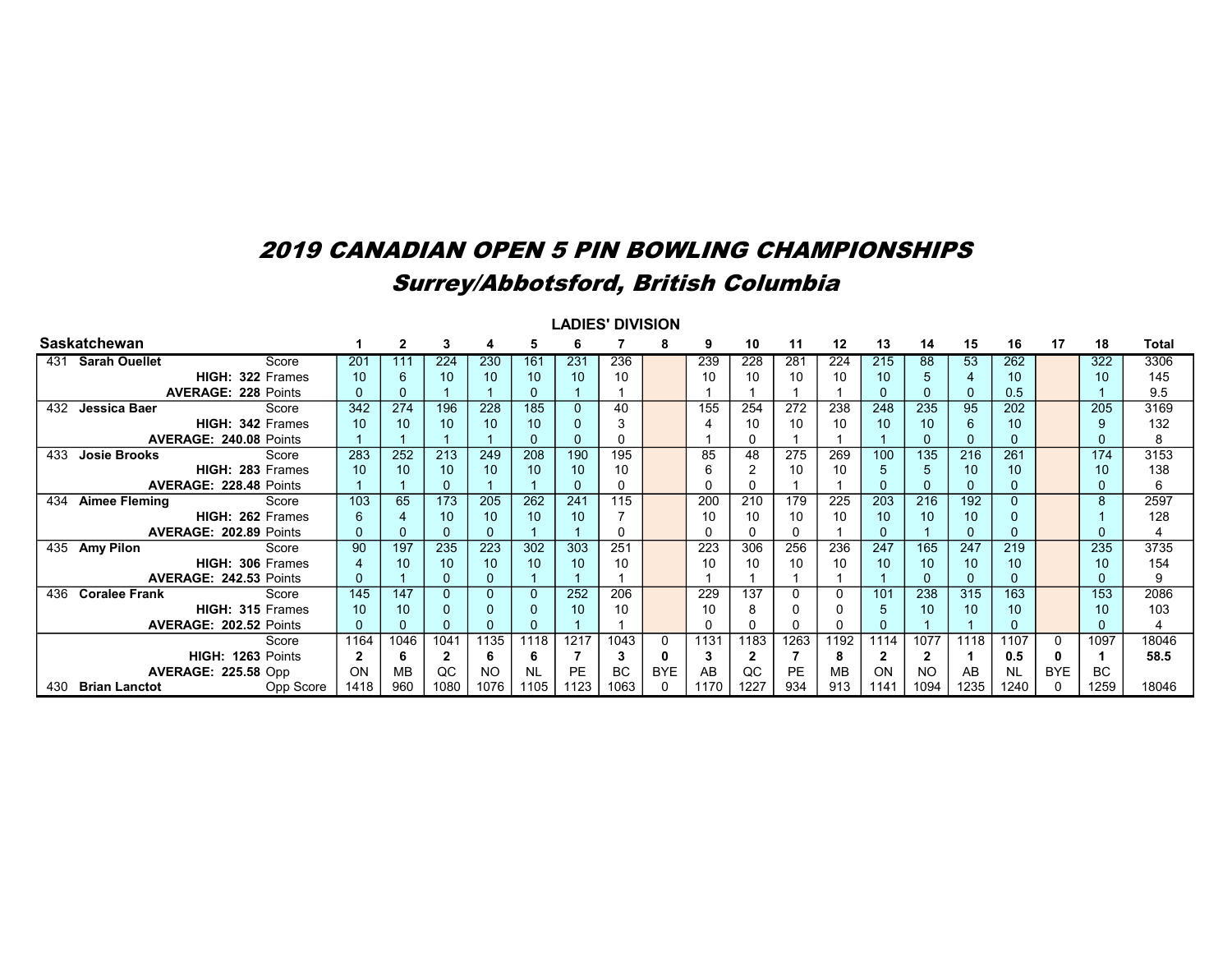# *2019 CANADIAN OPEN 5 PIN BOWLING CHAMPIONSHIPS*

## *Surrey/Abbotsford, British Columbia*

### LADIES' DIVISION

| Saskatchewan | | | 1 | 2 | 3 | 4 | 5 | 6 | 7 | 8 | 9 | 10 | 11 | 12 | 13 | 14 | 15 | 16 | 17 | 18 | Total |
|---|---|---|---|---|---|---|---|---|---|---|---|---|---|---|---|---|---|---|---|---|---|
| 431 | **Sarah Ouellet** | Score | 201 | 111 | 224 | 230 | 161 | 231 | 236 | | 239 | 228 | 281 | 224 | 215 | 88 | 53 | 262 | | 322 | 3306 |
| | **HIGH: 322** | Frames | 10 | 6 | 10 | 10 | 10 | 10 | 10 | | 10 | 10 | 10 | 10 | 10 | 5 | 4 | 10 | | 10 | 145 |
| | **AVERAGE: 228** | Points | 0 | 0 | 1 | 1 | 0 | 1 | 1 | | 1 | 1 | 1 | 1 | 0 | 0 | 0 | 0.5 | | 1 | 9.5 |
| 432 | **Jessica Baer** | Score | 342 | 274 | 196 | 228 | 185 | 0 | 40 | | 155 | 254 | 272 | 238 | 248 | 235 | 95 | 202 | | 205 | 3169 |
| | **HIGH: 342** | Frames | 10 | 10 | 10 | 10 | 10 | 0 | 3 | | 4 | 10 | 10 | 10 | 10 | 10 | 6 | 10 | | 9 | 132 |
| | **AVERAGE: 240.08** | Points | 1 | 1 | 1 | 1 | 0 | 0 | 0 | | 1 | 0 | 1 | 1 | 1 | 0 | 0 | 0 | | 0 | 8 |
| 433 | **Josie Brooks** | Score | 283 | 252 | 213 | 249 | 208 | 190 | 195 | | 85 | 48 | 275 | 269 | 100 | 135 | 216 | 261 | | 174 | 3153 |
| | **HIGH: 283** | Frames | 10 | 10 | 10 | 10 | 10 | 10 | 10 | | 6 | 2 | 10 | 10 | 5 | 5 | 10 | 10 | | 10 | 138 |
| | **AVERAGE: 228.48** | Points | 1 | 1 | 0 | 1 | 1 | 0 | 0 | | 0 | 0 | 1 | 1 | 0 | 0 | 0 | 0 | | 0 | 6 |
| 434 | **Aimee Fleming** | Score | 103 | 65 | 173 | 205 | 262 | 241 | 115 | | 200 | 210 | 179 | 225 | 203 | 216 | 192 | 0 | | 8 | 2597 |
| | **HIGH: 262** | Frames | 6 | 4 | 10 | 10 | 10 | 10 | 7 | | 10 | 10 | 10 | 10 | 10 | 10 | 10 | 0 | | 1 | 128 |
| | **AVERAGE: 202.89** | Points | 0 | 0 | 0 | 0 | 1 | 1 | 0 | | 0 | 0 | 0 | 1 | 0 | 1 | 0 | 0 | | 0 | 4 |
| 435 | **Amy Pilon** | Score | 90 | 197 | 235 | 223 | 302 | 303 | 251 | | 223 | 306 | 256 | 236 | 247 | 165 | 247 | 219 | | 235 | 3735 |
| | **HIGH: 306** | Frames | 4 | 10 | 10 | 10 | 10 | 10 | 10 | | 10 | 10 | 10 | 10 | 10 | 10 | 10 | 10 | | 10 | 154 |
| | **AVERAGE: 242.53** | Points | 0 | 1 | 0 | 0 | 1 | 1 | 1 | | 1 | 1 | 1 | 1 | 1 | 0 | 0 | 0 | | 0 | 9 |
| 436 | **Coralee Frank** | Score | 145 | 147 | 0 | 0 | 0 | 252 | 206 | | 229 | 137 | 0 | 0 | 101 | 238 | 315 | 163 | | 153 | 2086 |
| | **HIGH: 315** | Frames | 10 | 10 | 0 | 0 | 0 | 10 | 10 | | 10 | 8 | 0 | 0 | 5 | 10 | 10 | 10 | | 10 | 103 |
| | **AVERAGE: 202.52** | Points | 0 | 0 | 0 | 0 | 0 | 1 | 1 | | 0 | 0 | 0 | 0 | 0 | 1 | 1 | 0 | | 0 | 4 |
| | | Score | 1164 | 1046 | 1041 | 1135 | 1118 | 1217 | 1043 | 0 | 1131 | 1183 | 1263 | 1192 | 1114 | 1077 | 1118 | 1107 | 0 | 1097 | 18046 |
| | **HIGH: 1263** | Points | **2** | **6** | **2** | **6** | **6** | **7** | **3** | **0** | **3** | **2** | **7** | **8** | **2** | **2** | **1** | **0.5** | **0** | **1** | **58.5** |
| | **AVERAGE: 225.58** | Opp | ON | MB | QC | NO | NL | PE | BC | BYE | AB | QC | PE | MB | ON | NO | AB | NL | BYE | BC | |
| 430 | **Brian Lanctot** | Opp Score | 1418 | 960 | 1080 | 1076 | 1105 | 1123 | 1063 | 0 | 1170 | 1227 | 934 | 913 | 1141 | 1094 | 1235 | 1240 | 0 | 1259 | 18046 |